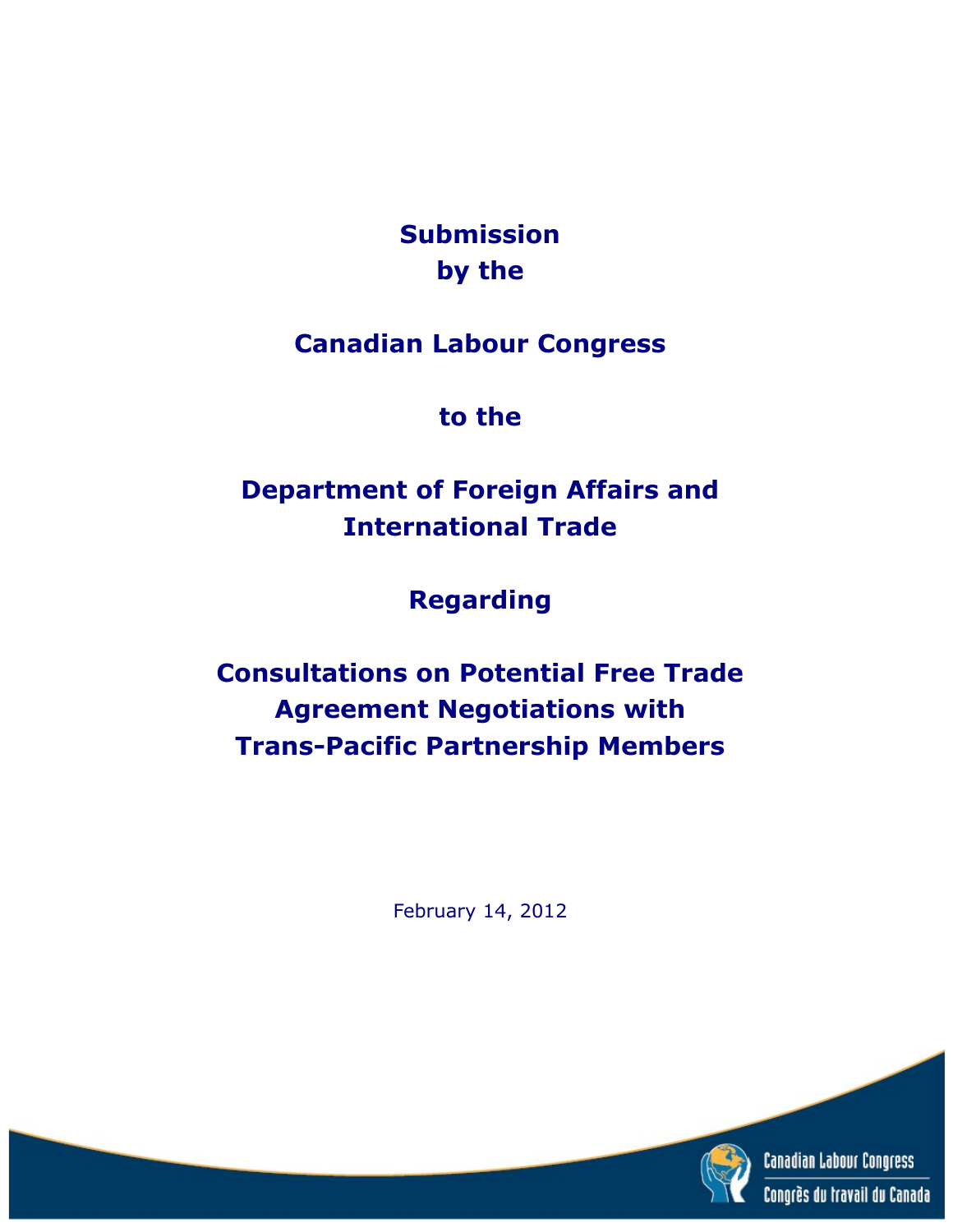# Submission by the

# Canadian Labour Congress

# to the

# Department of Foreign Affairs and International Trade

# Regarding

# Consultations on Potential Free Trade Agreement Negotiations with Trans-Pacific Partnership Members

February 14, 2012

Canadian Labour Congress
Congrès du travail du Canada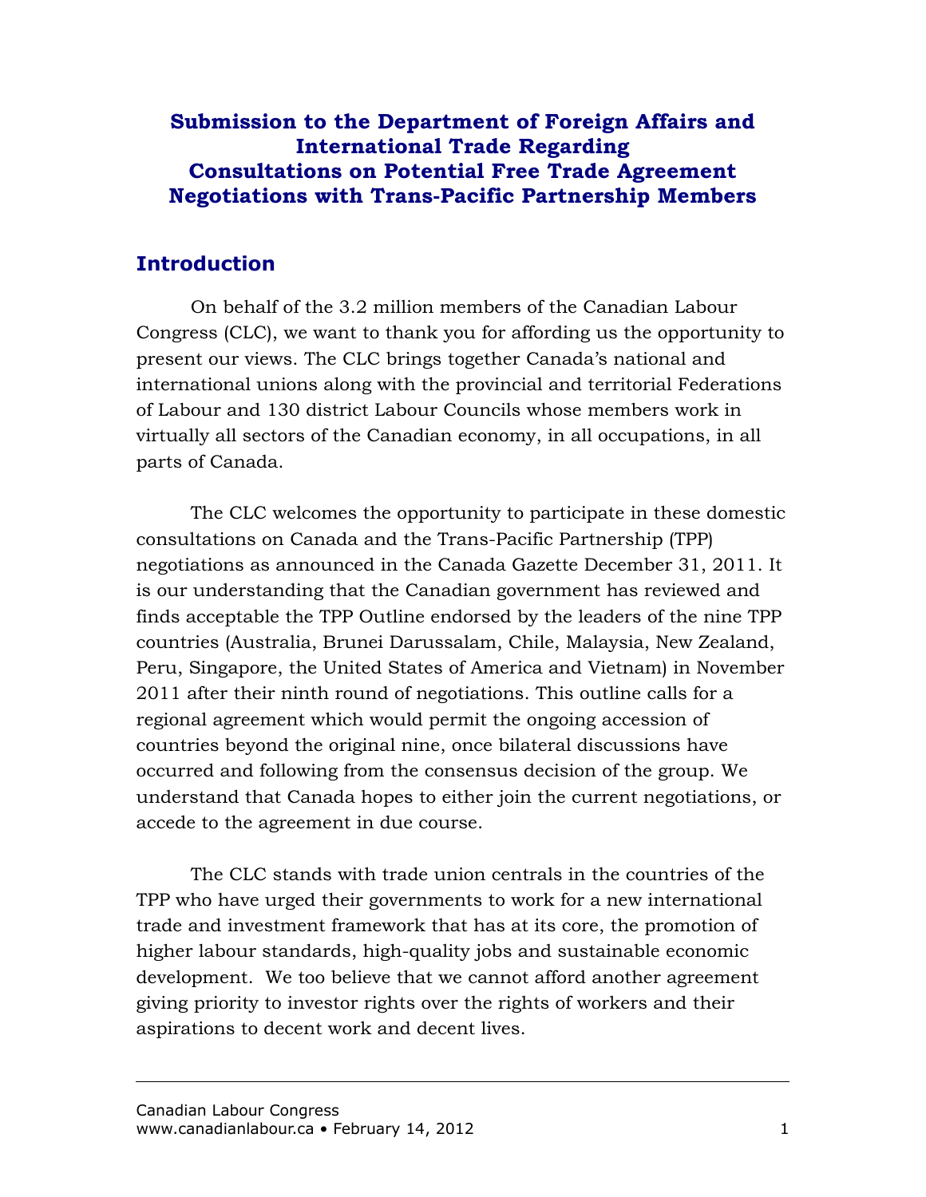# Submission to the Department of Foreign Affairs and International Trade Regarding Consultations on Potential Free Trade Agreement Negotiations with Trans-Pacific Partnership Members

## Introduction

On behalf of the 3.2 million members of the Canadian Labour Congress (CLC), we want to thank you for affording us the opportunity to present our views. The CLC brings together Canada's national and international unions along with the provincial and territorial Federations of Labour and 130 district Labour Councils whose members work in virtually all sectors of the Canadian economy, in all occupations, in all parts of Canada.

The CLC welcomes the opportunity to participate in these domestic consultations on Canada and the Trans-Pacific Partnership (TPP) negotiations as announced in the Canada Gazette December 31, 2011. It is our understanding that the Canadian government has reviewed and finds acceptable the TPP Outline endorsed by the leaders of the nine TPP countries (Australia, Brunei Darussalam, Chile, Malaysia, New Zealand, Peru, Singapore, the United States of America and Vietnam) in November 2011 after their ninth round of negotiations. This outline calls for a regional agreement which would permit the ongoing accession of countries beyond the original nine, once bilateral discussions have occurred and following from the consensus decision of the group. We understand that Canada hopes to either join the current negotiations, or accede to the agreement in due course.

The CLC stands with trade union centrals in the countries of the TPP who have urged their governments to work for a new international trade and investment framework that has at its core, the promotion of higher labour standards, high-quality jobs and sustainable economic development. We too believe that we cannot afford another agreement giving priority to investor rights over the rights of workers and their aspirations to decent work and decent lives.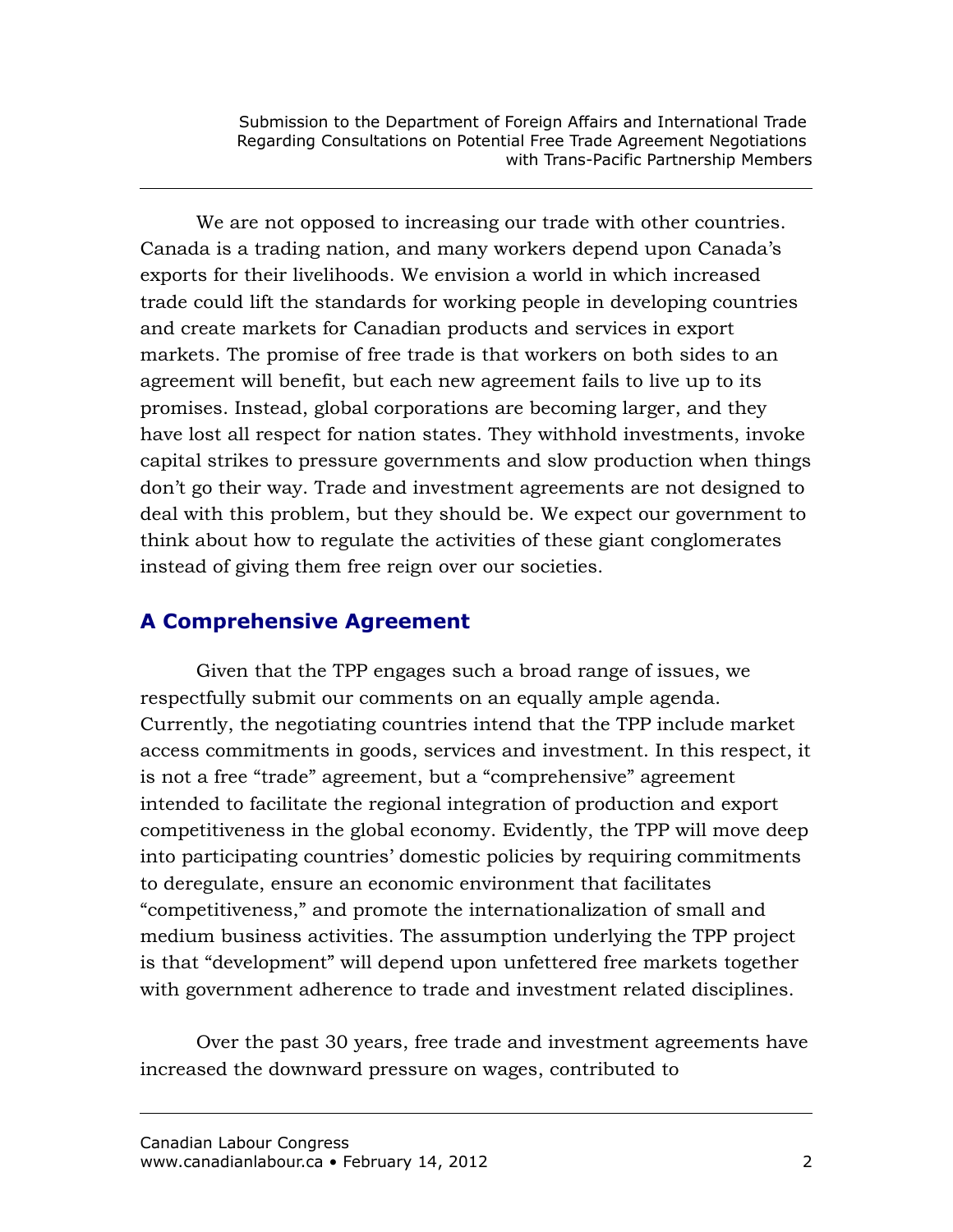We are not opposed to increasing our trade with other countries. Canada is a trading nation, and many workers depend upon Canada's exports for their livelihoods. We envision a world in which increased trade could lift the standards for working people in developing countries and create markets for Canadian products and services in export markets. The promise of free trade is that workers on both sides to an agreement will benefit, but each new agreement fails to live up to its promises. Instead, global corporations are becoming larger, and they have lost all respect for nation states. They withhold investments, invoke capital strikes to pressure governments and slow production when things don't go their way. Trade and investment agreements are not designed to deal with this problem, but they should be. We expect our government to think about how to regulate the activities of these giant conglomerates instead of giving them free reign over our societies.

## A Comprehensive Agreement

Given that the TPP engages such a broad range of issues, we respectfully submit our comments on an equally ample agenda. Currently, the negotiating countries intend that the TPP include market access commitments in goods, services and investment. In this respect, it is not a free "trade" agreement, but a "comprehensive" agreement intended to facilitate the regional integration of production and export competitiveness in the global economy. Evidently, the TPP will move deep into participating countries' domestic policies by requiring commitments to deregulate, ensure an economic environment that facilitates "competitiveness," and promote the internationalization of small and medium business activities. The assumption underlying the TPP project is that "development" will depend upon unfettered free markets together with government adherence to trade and investment related disciplines.

Over the past 30 years, free trade and investment agreements have increased the downward pressure on wages, contributed to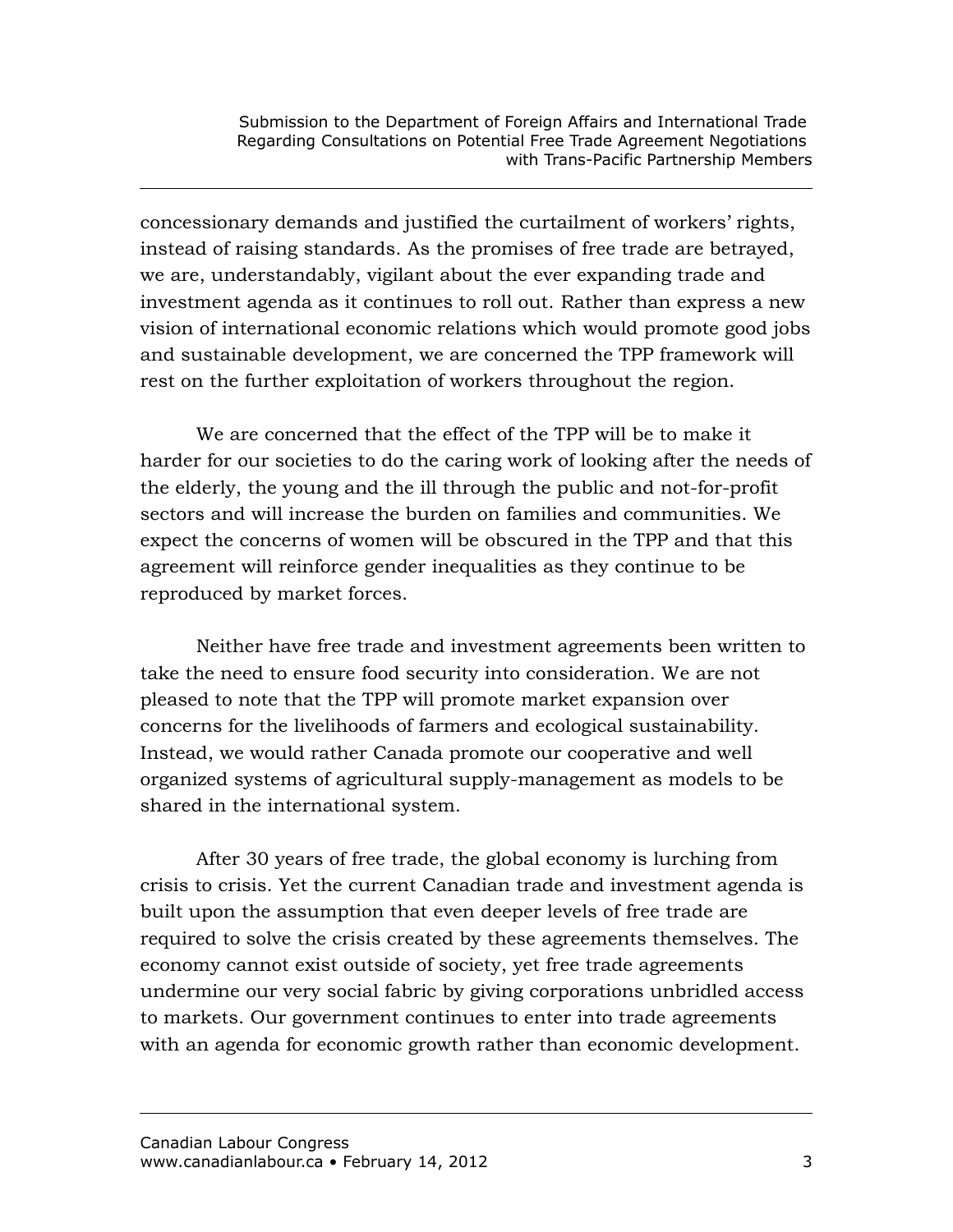concessionary demands and justified the curtailment of workers' rights, instead of raising standards. As the promises of free trade are betrayed, we are, understandably, vigilant about the ever expanding trade and investment agenda as it continues to roll out. Rather than express a new vision of international economic relations which would promote good jobs and sustainable development, we are concerned the TPP framework will rest on the further exploitation of workers throughout the region.

We are concerned that the effect of the TPP will be to make it harder for our societies to do the caring work of looking after the needs of the elderly, the young and the ill through the public and not-for-profit sectors and will increase the burden on families and communities. We expect the concerns of women will be obscured in the TPP and that this agreement will reinforce gender inequalities as they continue to be reproduced by market forces.

Neither have free trade and investment agreements been written to take the need to ensure food security into consideration. We are not pleased to note that the TPP will promote market expansion over concerns for the livelihoods of farmers and ecological sustainability. Instead, we would rather Canada promote our cooperative and well organized systems of agricultural supply-management as models to be shared in the international system.

After 30 years of free trade, the global economy is lurching from crisis to crisis. Yet the current Canadian trade and investment agenda is built upon the assumption that even deeper levels of free trade are required to solve the crisis created by these agreements themselves. The economy cannot exist outside of society, yet free trade agreements undermine our very social fabric by giving corporations unbridled access to markets. Our government continues to enter into trade agreements with an agenda for economic growth rather than economic development.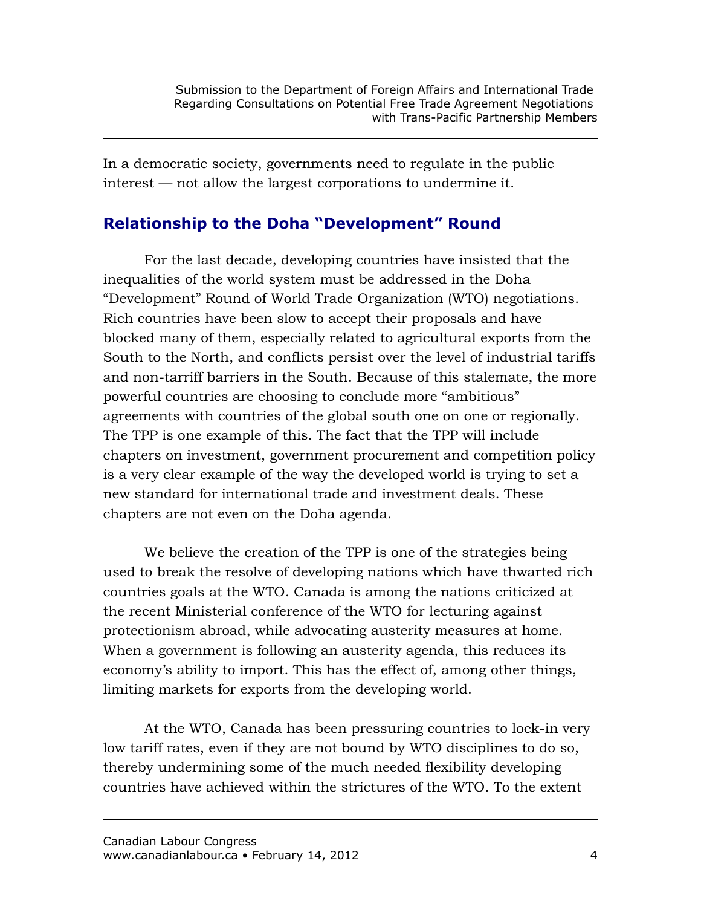In a democratic society, governments need to regulate in the public interest — not allow the largest corporations to undermine it.

## Relationship to the Doha "Development" Round

For the last decade, developing countries have insisted that the inequalities of the world system must be addressed in the Doha "Development" Round of World Trade Organization (WTO) negotiations. Rich countries have been slow to accept their proposals and have blocked many of them, especially related to agricultural exports from the South to the North, and conflicts persist over the level of industrial tariffs and non-tarriff barriers in the South. Because of this stalemate, the more powerful countries are choosing to conclude more "ambitious" agreements with countries of the global south one on one or regionally. The TPP is one example of this. The fact that the TPP will include chapters on investment, government procurement and competition policy is a very clear example of the way the developed world is trying to set a new standard for international trade and investment deals. These chapters are not even on the Doha agenda.

We believe the creation of the TPP is one of the strategies being used to break the resolve of developing nations which have thwarted rich countries goals at the WTO. Canada is among the nations criticized at the recent Ministerial conference of the WTO for lecturing against protectionism abroad, while advocating austerity measures at home. When a government is following an austerity agenda, this reduces its economy's ability to import. This has the effect of, among other things, limiting markets for exports from the developing world.

At the WTO, Canada has been pressuring countries to lock-in very low tariff rates, even if they are not bound by WTO disciplines to do so, thereby undermining some of the much needed flexibility developing countries have achieved within the strictures of the WTO. To the extent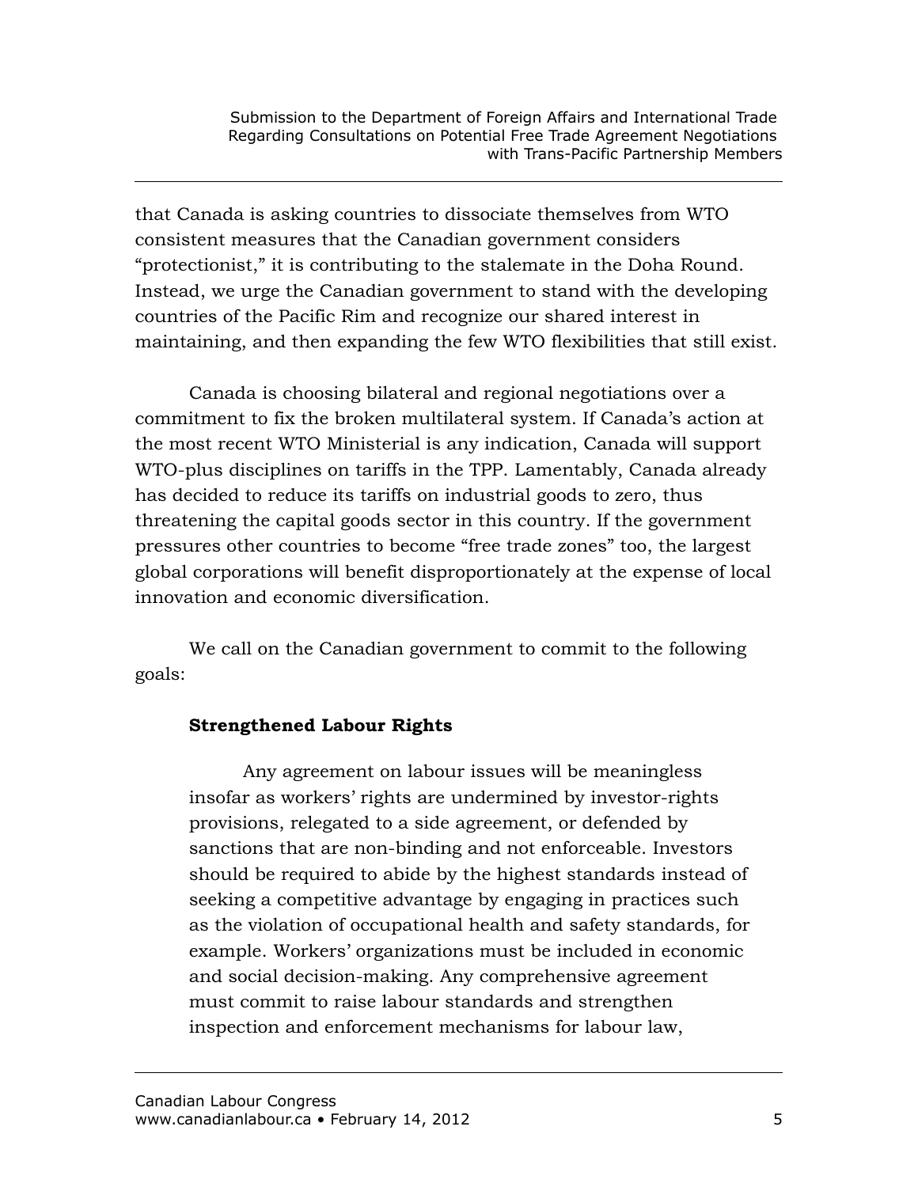that Canada is asking countries to dissociate themselves from WTO consistent measures that the Canadian government considers "protectionist," it is contributing to the stalemate in the Doha Round. Instead, we urge the Canadian government to stand with the developing countries of the Pacific Rim and recognize our shared interest in maintaining, and then expanding the few WTO flexibilities that still exist.

Canada is choosing bilateral and regional negotiations over a commitment to fix the broken multilateral system. If Canada's action at the most recent WTO Ministerial is any indication, Canada will support WTO-plus disciplines on tariffs in the TPP. Lamentably, Canada already has decided to reduce its tariffs on industrial goods to zero, thus threatening the capital goods sector in this country. If the government pressures other countries to become "free trade zones" too, the largest global corporations will benefit disproportionately at the expense of local innovation and economic diversification.

We call on the Canadian government to commit to the following goals:

**Strengthened Labour Rights**

Any agreement on labour issues will be meaningless insofar as workers' rights are undermined by investor-rights provisions, relegated to a side agreement, or defended by sanctions that are non-binding and not enforceable. Investors should be required to abide by the highest standards instead of seeking a competitive advantage by engaging in practices such as the violation of occupational health and safety standards, for example. Workers' organizations must be included in economic and social decision-making. Any comprehensive agreement must commit to raise labour standards and strengthen inspection and enforcement mechanisms for labour law,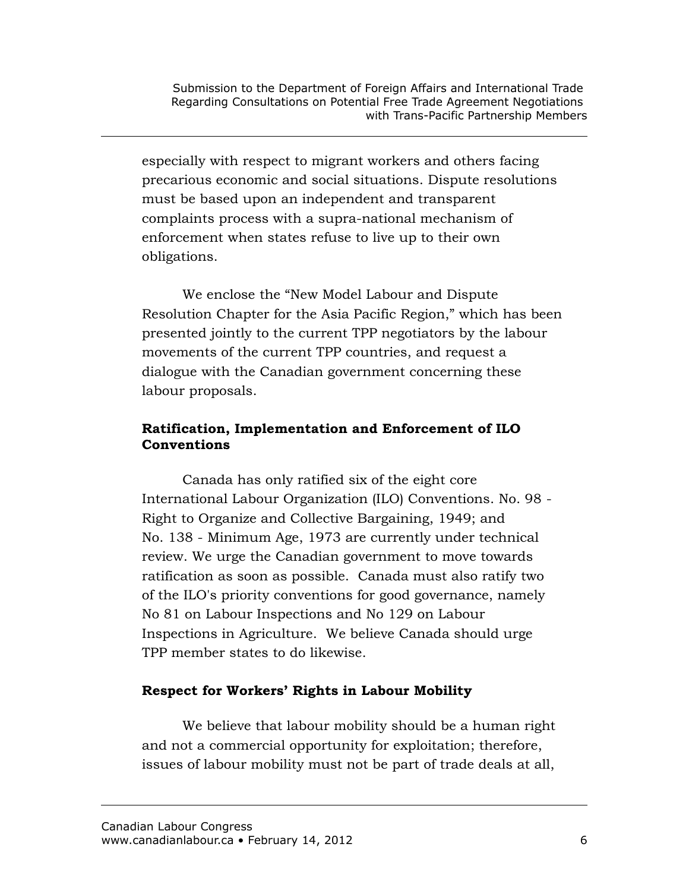especially with respect to migrant workers and others facing precarious economic and social situations. Dispute resolutions must be based upon an independent and transparent complaints process with a supra-national mechanism of enforcement when states refuse to live up to their own obligations.

We enclose the "New Model Labour and Dispute Resolution Chapter for the Asia Pacific Region," which has been presented jointly to the current TPP negotiators by the labour movements of the current TPP countries, and request a dialogue with the Canadian government concerning these labour proposals.

**Ratification, Implementation and Enforcement of ILO Conventions**

Canada has only ratified six of the eight core International Labour Organization (ILO) Conventions. No. 98 - Right to Organize and Collective Bargaining, 1949; and No. 138 - Minimum Age, 1973 are currently under technical review. We urge the Canadian government to move towards ratification as soon as possible. Canada must also ratify two of the ILO's priority conventions for good governance, namely No 81 on Labour Inspections and No 129 on Labour Inspections in Agriculture. We believe Canada should urge TPP member states to do likewise.

**Respect for Workers' Rights in Labour Mobility**

We believe that labour mobility should be a human right and not a commercial opportunity for exploitation; therefore, issues of labour mobility must not be part of trade deals at all,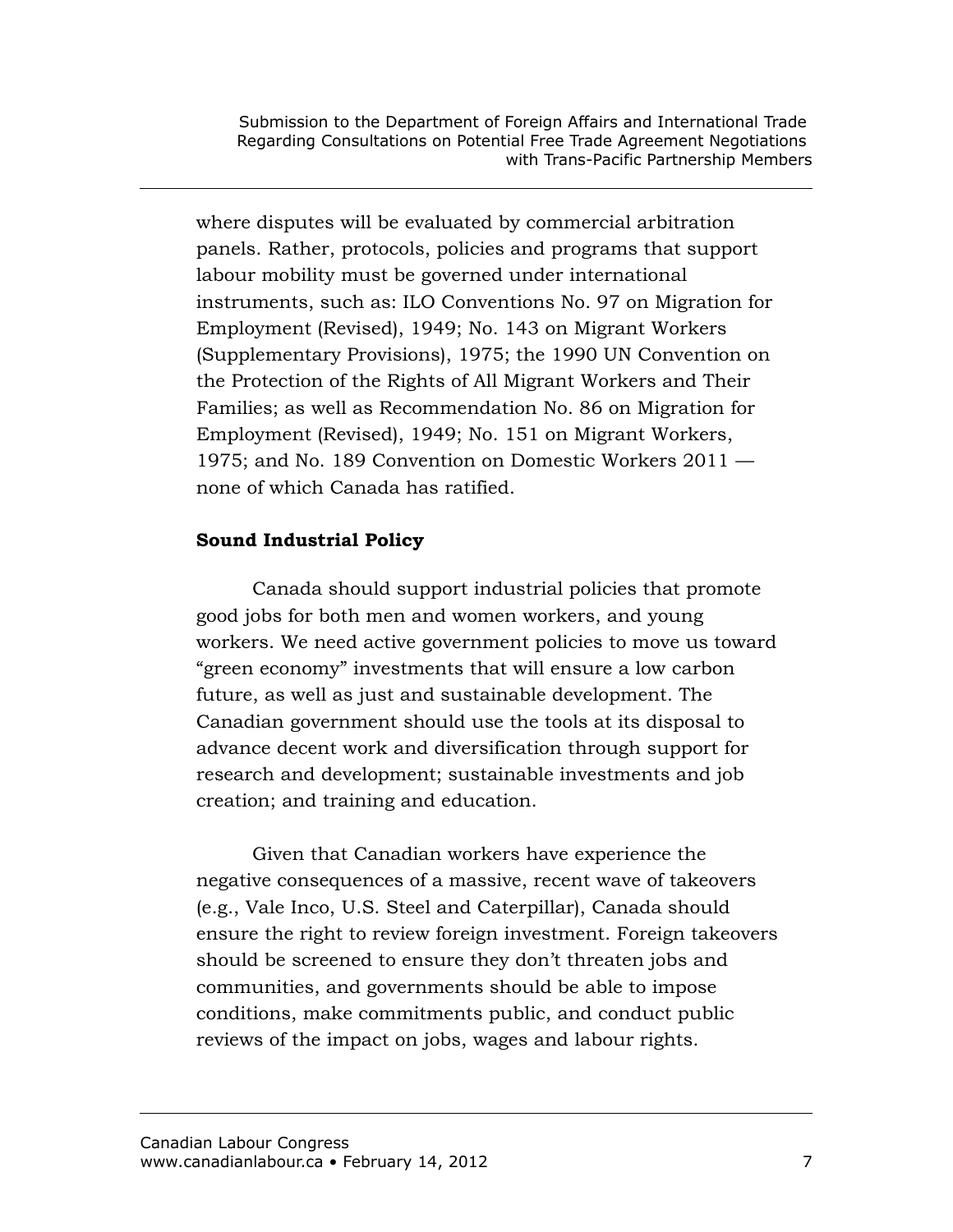where disputes will be evaluated by commercial arbitration panels. Rather, protocols, policies and programs that support labour mobility must be governed under international instruments, such as: ILO Conventions No. 97 on Migration for Employment (Revised), 1949; No. 143 on Migrant Workers (Supplementary Provisions), 1975; the 1990 UN Convention on the Protection of the Rights of All Migrant Workers and Their Families; as well as Recommendation No. 86 on Migration for Employment (Revised), 1949; No. 151 on Migrant Workers, 1975; and No. 189 Convention on Domestic Workers 2011 — none of which Canada has ratified.

**Sound Industrial Policy**

Canada should support industrial policies that promote good jobs for both men and women workers, and young workers. We need active government policies to move us toward "green economy" investments that will ensure a low carbon future, as well as just and sustainable development. The Canadian government should use the tools at its disposal to advance decent work and diversification through support for research and development; sustainable investments and job creation; and training and education.

Given that Canadian workers have experience the negative consequences of a massive, recent wave of takeovers (e.g., Vale Inco, U.S. Steel and Caterpillar), Canada should ensure the right to review foreign investment. Foreign takeovers should be screened to ensure they don't threaten jobs and communities, and governments should be able to impose conditions, make commitments public, and conduct public reviews of the impact on jobs, wages and labour rights.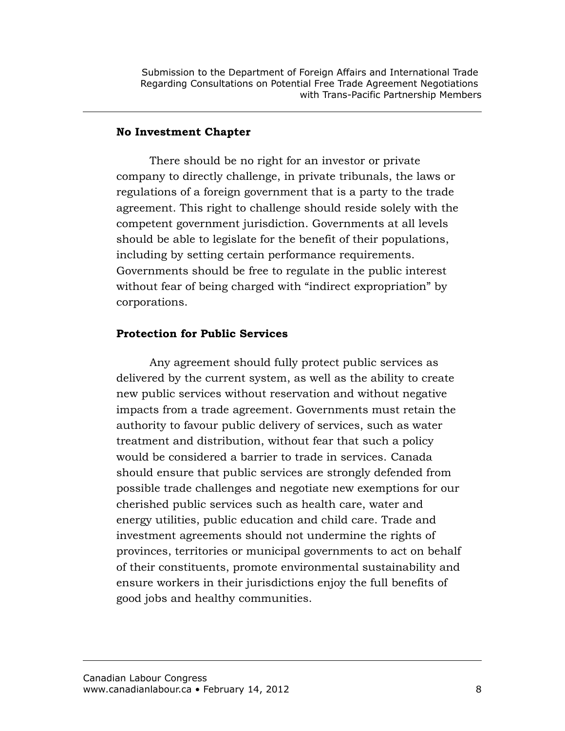**No Investment Chapter**

There should be no right for an investor or private company to directly challenge, in private tribunals, the laws or regulations of a foreign government that is a party to the trade agreement. This right to challenge should reside solely with the competent government jurisdiction. Governments at all levels should be able to legislate for the benefit of their populations, including by setting certain performance requirements. Governments should be free to regulate in the public interest without fear of being charged with "indirect expropriation" by corporations.

**Protection for Public Services**

Any agreement should fully protect public services as delivered by the current system, as well as the ability to create new public services without reservation and without negative impacts from a trade agreement. Governments must retain the authority to favour public delivery of services, such as water treatment and distribution, without fear that such a policy would be considered a barrier to trade in services. Canada should ensure that public services are strongly defended from possible trade challenges and negotiate new exemptions for our cherished public services such as health care, water and energy utilities, public education and child care. Trade and investment agreements should not undermine the rights of provinces, territories or municipal governments to act on behalf of their constituents, promote environmental sustainability and ensure workers in their jurisdictions enjoy the full benefits of good jobs and healthy communities.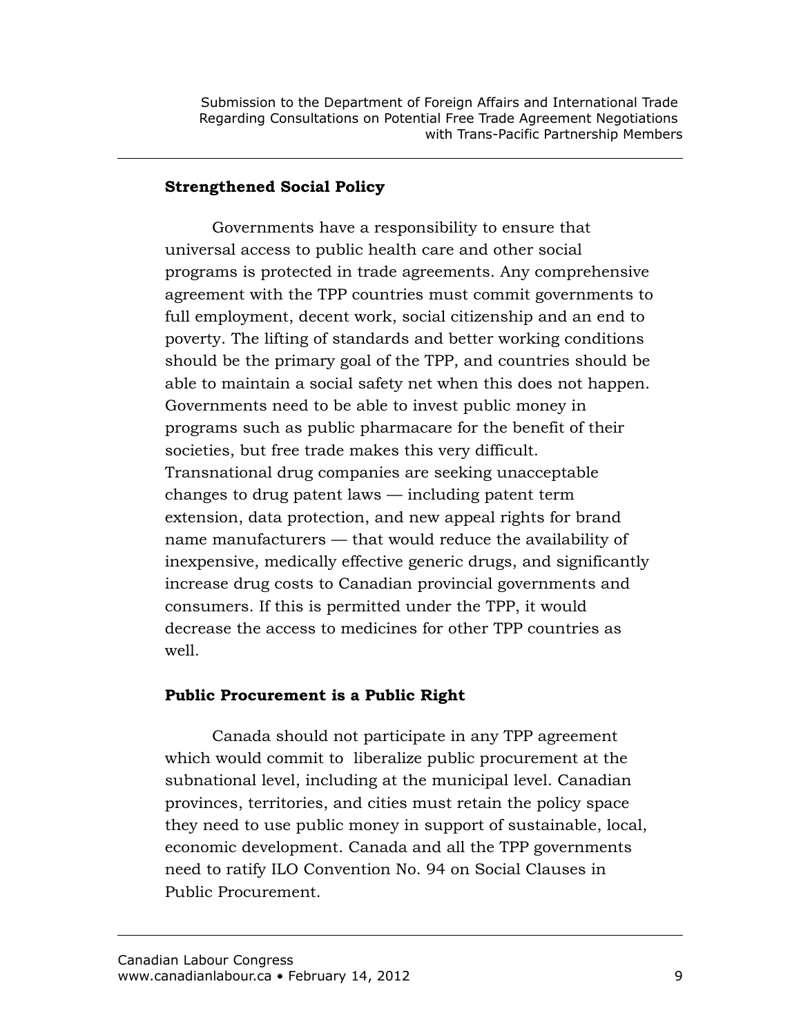### Strengthened Social Policy

Governments have a responsibility to ensure that universal access to public health care and other social programs is protected in trade agreements. Any comprehensive agreement with the TPP countries must commit governments to full employment, decent work, social citizenship and an end to poverty. The lifting of standards and better working conditions should be the primary goal of the TPP, and countries should be able to maintain a social safety net when this does not happen. Governments need to be able to invest public money in programs such as public pharmacare for the benefit of their societies, but free trade makes this very difficult. Transnational drug companies are seeking unacceptable changes to drug patent laws — including patent term extension, data protection, and new appeal rights for brand name manufacturers — that would reduce the availability of inexpensive, medically effective generic drugs, and significantly increase drug costs to Canadian provincial governments and consumers. If this is permitted under the TPP, it would decrease the access to medicines for other TPP countries as well.

### Public Procurement is a Public Right

Canada should not participate in any TPP agreement which would commit to liberalize public procurement at the subnational level, including at the municipal level. Canadian provinces, territories, and cities must retain the policy space they need to use public money in support of sustainable, local, economic development. Canada and all the TPP governments need to ratify ILO Convention No. 94 on Social Clauses in Public Procurement.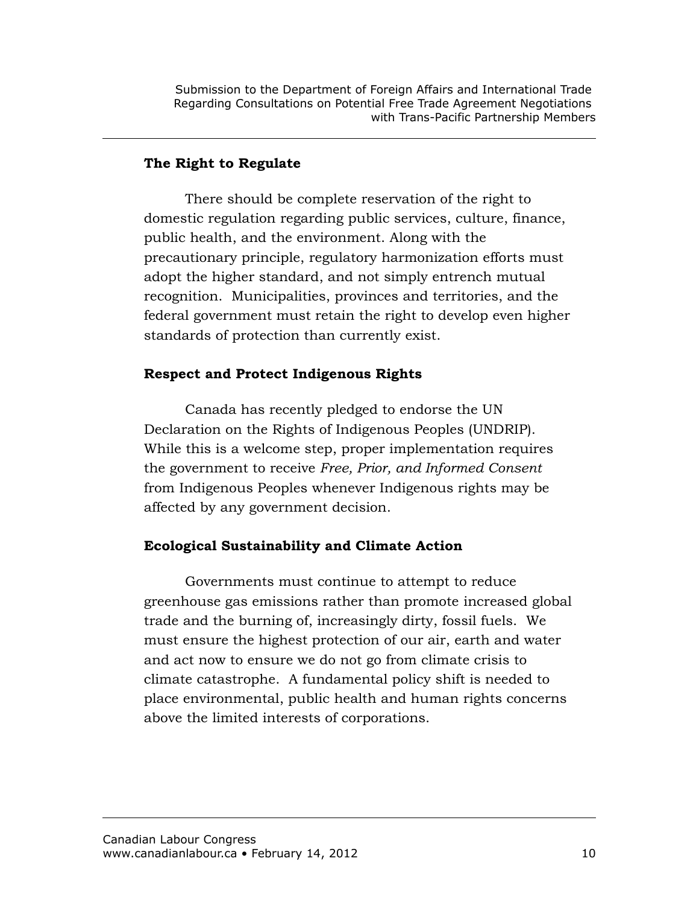### The Right to Regulate

There should be complete reservation of the right to domestic regulation regarding public services, culture, finance, public health, and the environment. Along with the precautionary principle, regulatory harmonization efforts must adopt the higher standard, and not simply entrench mutual recognition. Municipalities, provinces and territories, and the federal government must retain the right to develop even higher standards of protection than currently exist.

### Respect and Protect Indigenous Rights

Canada has recently pledged to endorse the UN Declaration on the Rights of Indigenous Peoples (UNDRIP). While this is a welcome step, proper implementation requires the government to receive *Free, Prior, and Informed Consent* from Indigenous Peoples whenever Indigenous rights may be affected by any government decision.

### Ecological Sustainability and Climate Action

Governments must continue to attempt to reduce greenhouse gas emissions rather than promote increased global trade and the burning of, increasingly dirty, fossil fuels. We must ensure the highest protection of our air, earth and water and act now to ensure we do not go from climate crisis to climate catastrophe. A fundamental policy shift is needed to place environmental, public health and human rights concerns above the limited interests of corporations.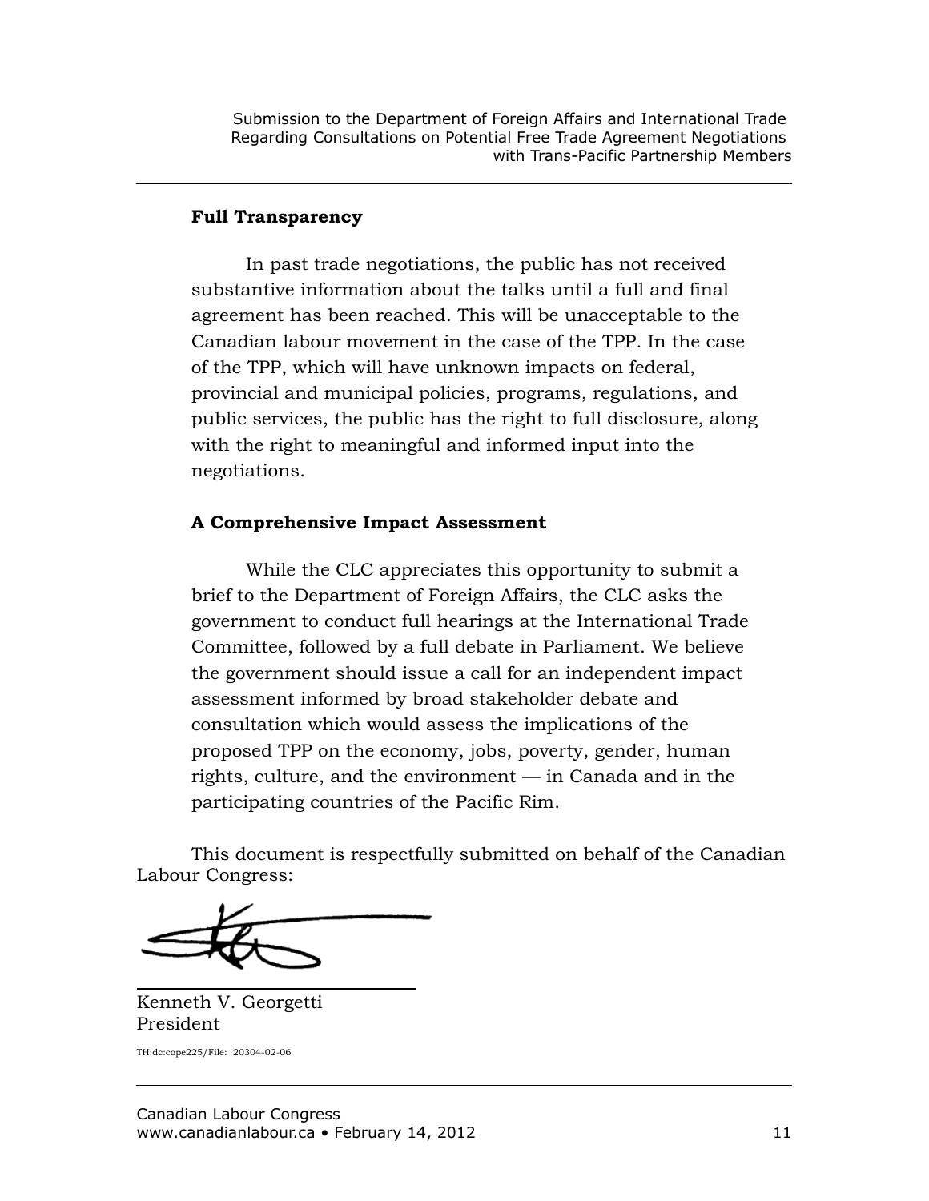**Full Transparency**

In past trade negotiations, the public has not received substantive information about the talks until a full and final agreement has been reached. This will be unacceptable to the Canadian labour movement in the case of the TPP. In the case of the TPP, which will have unknown impacts on federal, provincial and municipal policies, programs, regulations, and public services, the public has the right to full disclosure, along with the right to meaningful and informed input into the negotiations.

**A Comprehensive Impact Assessment**

While the CLC appreciates this opportunity to submit a brief to the Department of Foreign Affairs, the CLC asks the government to conduct full hearings at the International Trade Committee, followed by a full debate in Parliament. We believe the government should issue a call for an independent impact assessment informed by broad stakeholder debate and consultation which would assess the implications of the proposed TPP on the economy, jobs, poverty, gender, human rights, culture, and the environment — in Canada and in the participating countries of the Pacific Rim.

This document is respectfully submitted on behalf of the Canadian Labour Congress:

Kenneth V. Georgetti
President

TH:dc:cope225/File: 20304-02-06